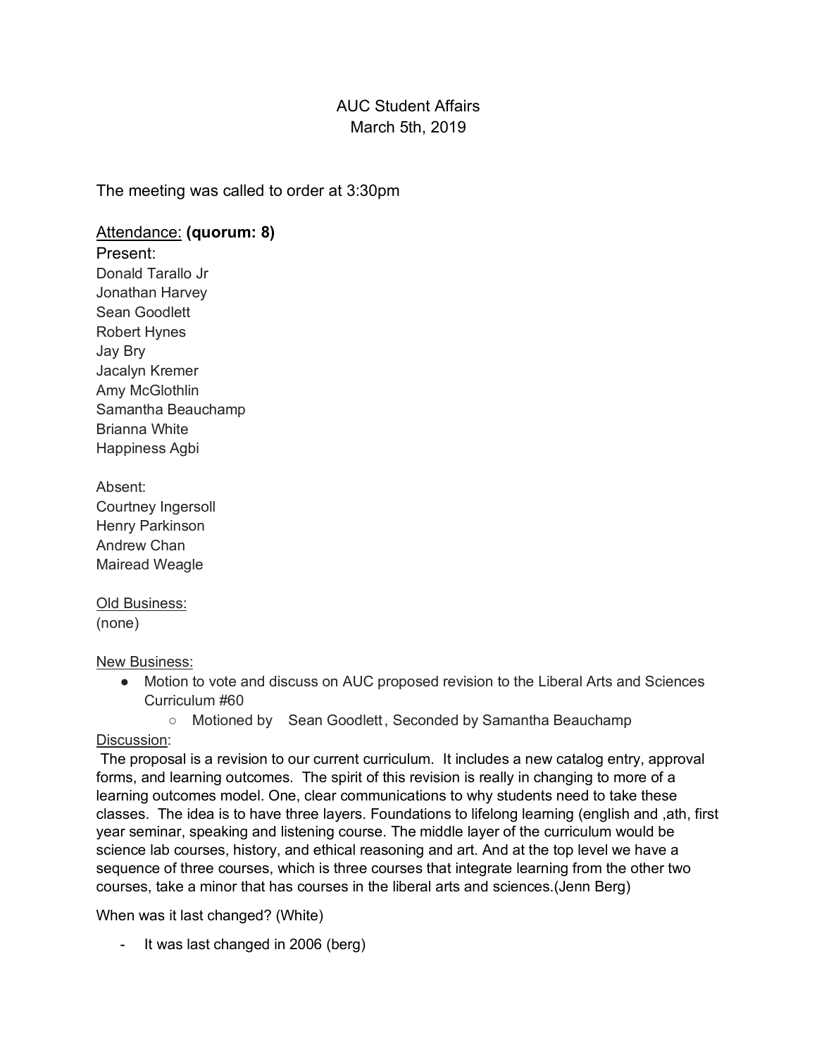# AUC Student Affairs
## March 5th, 2019

The meeting was called to order at 3:30pm

<u>Attendance:</u> **(quorum: 8)**

Present:
Donald Tarallo Jr
Jonathan Harvey
Sean Goodlett
Robert Hynes
Jay Bry
Jacalyn Kremer
Amy McGlothlin
Samantha Beauchamp
Brianna White
Happiness Agbi

Absent:
Courtney Ingersoll
Henry Parkinson
Andrew Chan
Mairead Weagle

<u>Old Business:</u>
(none)

<u>New Business:</u>

- Motion to vote and discuss on AUC proposed revision to the Liberal Arts and Sciences Curriculum #60
  - Motioned by Sean Goodlett, Seconded by Samantha Beauchamp

<u>Discussion</u>:

The proposal is a revision to our current curriculum. It includes a new catalog entry, approval forms, and learning outcomes. The spirit of this revision is really in changing to more of a learning outcomes model. One, clear communications to why students need to take these classes. The idea is to have three layers. Foundations to lifelong learning (english and ,ath, first year seminar, speaking and listening course. The middle layer of the curriculum would be science lab courses, history, and ethical reasoning and art. And at the top level we have a sequence of three courses, which is three courses that integrate learning from the other two courses, take a minor that has courses in the liberal arts and sciences.(Jenn Berg)

When was it last changed? (White)

- It was last changed in 2006 (berg)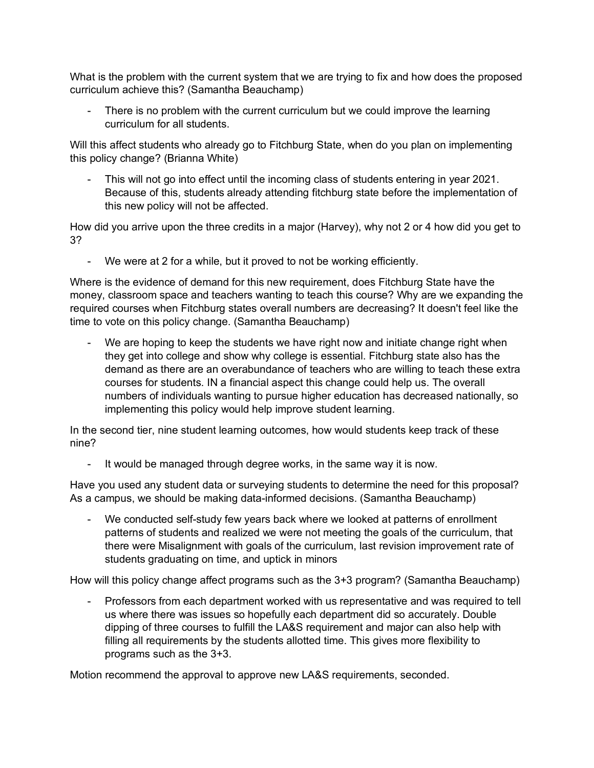What is the problem with the current system that we are trying to fix and how does the proposed curriculum achieve this? (Samantha Beauchamp)

- There is no problem with the current curriculum but we could improve the learning curriculum for all students.

Will this affect students who already go to Fitchburg State, when do you plan on implementing this policy change? (Brianna White)

- This will not go into effect until the incoming class of students entering in year 2021. Because of this, students already attending fitchburg state before the implementation of this new policy will not be affected.

How did you arrive upon the three credits in a major (Harvey), why not 2 or 4 how did you get to 3?

- We were at 2 for a while, but it proved to not be working efficiently.

Where is the evidence of demand for this new requirement, does Fitchburg State have the money, classroom space and teachers wanting to teach this course? Why are we expanding the required courses when Fitchburg states overall numbers are decreasing? It doesn't feel like the time to vote on this policy change. (Samantha Beauchamp)

- We are hoping to keep the students we have right now and initiate change right when they get into college and show why college is essential. Fitchburg state also has the demand as there are an overabundance of teachers who are willing to teach these extra courses for students. IN a financial aspect this change could help us. The overall numbers of individuals wanting to pursue higher education has decreased nationally, so implementing this policy would help improve student learning.

In the second tier, nine student learning outcomes, how would students keep track of these nine?

- It would be managed through degree works, in the same way it is now.

Have you used any student data or surveying students to determine the need for this proposal? As a campus, we should be making data-informed decisions. (Samantha Beauchamp)

- We conducted self-study few years back where we looked at patterns of enrollment patterns of students and realized we were not meeting the goals of the curriculum, that there were Misalignment with goals of the curriculum, last revision improvement rate of students graduating on time, and uptick in minors

How will this policy change affect programs such as the 3+3 program? (Samantha Beauchamp)

- Professors from each department worked with us representative and was required to tell us where there was issues so hopefully each department did so accurately. Double dipping of three courses to fulfill the LA&S requirement and major can also help with filling all requirements by the students allotted time. This gives more flexibility to programs such as the 3+3.

Motion recommend the approval to approve new LA&S requirements, seconded.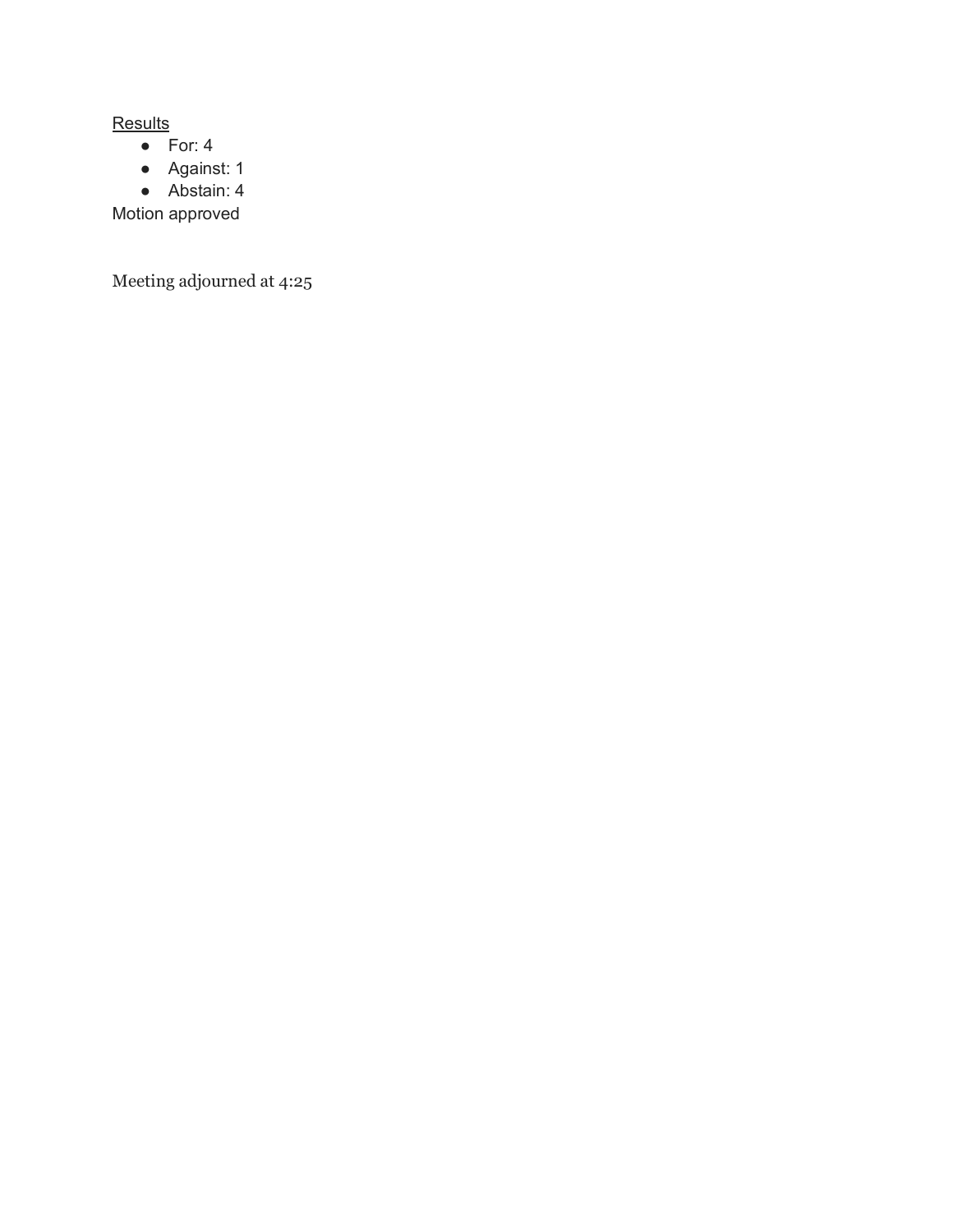<u>Results</u>

- For: 4
- Against: 1
- Abstain: 4

Motion approved

Meeting adjourned at 4:25